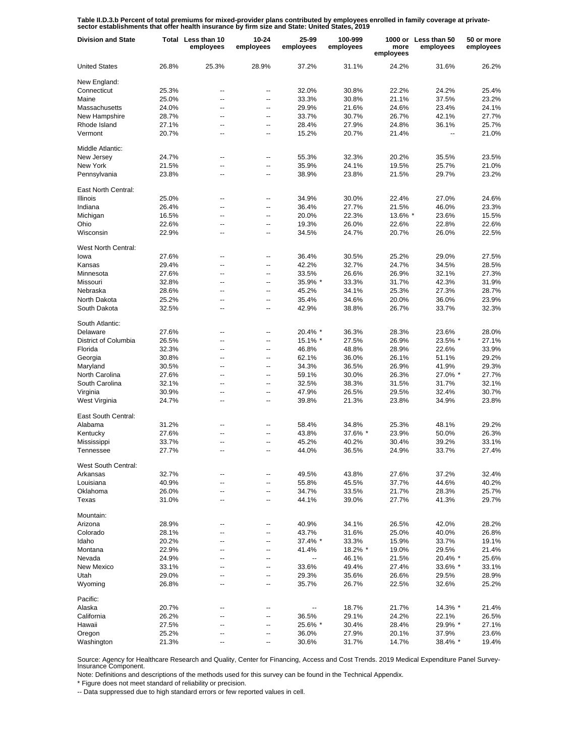**Table II.D.3.b Percent of total premiums for mixed-provider plans contributed by employees enrolled in family coverage at private-sector establishments that offer health insurance by firm size and State: United States, 2019**

| Division and State | Total | Less than 10 employees | 10-24 employees | 25-99 employees | 100-999 employees | 1000 or more employees | Less than 50 employees | 50 or more employees |
|---|---|---|---|---|---|---|---|---|
| United States | 26.8% | 25.3% | 28.9% | 37.2% | 31.1% | 24.2% | 31.6% | 26.2% |
| New England: | | | | | | | | |
| Connecticut | 25.3% | -- | -- | 32.0% | 30.8% | 22.2% | 24.2% | 25.4% |
| Maine | 25.0% | -- | -- | 33.3% | 30.8% | 21.1% | 37.5% | 23.2% |
| Massachusetts | 24.0% | -- | -- | 29.9% | 21.6% | 24.6% | 23.4% | 24.1% |
| New Hampshire | 28.7% | -- | -- | 33.7% | 30.7% | 26.7% | 42.1% | 27.7% |
| Rhode Island | 27.1% | -- | -- | 28.4% | 27.9% | 24.8% | 36.1% | 25.7% |
| Vermont | 20.7% | -- | -- | 15.2% | 20.7% | 21.4% | -- | 21.0% |
| Middle Atlantic: | | | | | | | | |
| New Jersey | 24.7% | -- | -- | 55.3% | 32.3% | 20.2% | 35.5% | 23.5% |
| New York | 21.5% | -- | -- | 35.9% | 24.1% | 19.5% | 25.7% | 21.0% |
| Pennsylvania | 23.8% | -- | -- | 38.9% | 23.8% | 21.5% | 29.7% | 23.2% |
| East North Central: | | | | | | | | |
| Illinois | 25.0% | -- | -- | 34.9% | 30.0% | 22.4% | 27.0% | 24.6% |
| Indiana | 26.4% | -- | -- | 36.4% | 27.7% | 21.5% | 46.0% | 23.3% |
| Michigan | 16.5% | -- | -- | 20.0% | 22.3% | 13.6% * | 23.6% | 15.5% |
| Ohio | 22.6% | -- | -- | 19.3% | 26.0% | 22.6% | 22.8% | 22.6% |
| Wisconsin | 22.9% | -- | -- | 34.5% | 24.7% | 20.7% | 26.0% | 22.5% |
| West North Central: | | | | | | | | |
| Iowa | 27.6% | -- | -- | 36.4% | 30.5% | 25.2% | 29.0% | 27.5% |
| Kansas | 29.4% | -- | -- | 42.2% | 32.7% | 24.7% | 34.5% | 28.5% |
| Minnesota | 27.6% | -- | -- | 33.5% | 26.6% | 26.9% | 32.1% | 27.3% |
| Missouri | 32.8% | -- | -- | 35.9% * | 33.3% | 31.7% | 42.3% | 31.9% |
| Nebraska | 28.6% | -- | -- | 45.2% | 34.1% | 25.3% | 27.3% | 28.7% |
| North Dakota | 25.2% | -- | -- | 35.4% | 34.6% | 20.0% | 36.0% | 23.9% |
| South Dakota | 32.5% | -- | -- | 42.9% | 38.8% | 26.7% | 33.7% | 32.3% |
| South Atlantic: | | | | | | | | |
| Delaware | 27.6% | -- | -- | 20.4% * | 36.3% | 28.3% | 23.6% | 28.0% |
| District of Columbia | 26.5% | -- | -- | 15.1% * | 27.5% | 26.9% | 23.5% * | 27.1% |
| Florida | 32.3% | -- | -- | 46.8% | 48.8% | 28.9% | 22.6% | 33.9% |
| Georgia | 30.8% | -- | -- | 62.1% | 36.0% | 26.1% | 51.1% | 29.2% |
| Maryland | 30.5% | -- | -- | 34.3% | 36.5% | 26.9% | 41.9% | 29.3% |
| North Carolina | 27.6% | -- | -- | 59.1% | 30.0% | 26.3% | 27.0% * | 27.7% |
| South Carolina | 32.1% | -- | -- | 32.5% | 38.3% | 31.5% | 31.7% | 32.1% |
| Virginia | 30.9% | -- | -- | 47.9% | 26.5% | 29.5% | 32.4% | 30.7% |
| West Virginia | 24.7% | -- | -- | 39.8% | 21.3% | 23.8% | 34.9% | 23.8% |
| East South Central: | | | | | | | | |
| Alabama | 31.2% | -- | -- | 58.4% | 34.8% | 25.3% | 48.1% | 29.2% |
| Kentucky | 27.6% | -- | -- | 43.8% | 37.6% * | 23.9% | 50.0% | 26.3% |
| Mississippi | 33.7% | -- | -- | 45.2% | 40.2% | 30.4% | 39.2% | 33.1% |
| Tennessee | 27.7% | -- | -- | 44.0% | 36.5% | 24.9% | 33.7% | 27.4% |
| West South Central: | | | | | | | | |
| Arkansas | 32.7% | -- | -- | 49.5% | 43.8% | 27.6% | 37.2% | 32.4% |
| Louisiana | 40.9% | -- | -- | 55.8% | 45.5% | 37.7% | 44.6% | 40.2% |
| Oklahoma | 26.0% | -- | -- | 34.7% | 33.5% | 21.7% | 28.3% | 25.7% |
| Texas | 31.0% | -- | -- | 44.1% | 39.0% | 27.7% | 41.3% | 29.7% |
| Mountain: | | | | | | | | |
| Arizona | 28.9% | -- | -- | 40.9% | 34.1% | 26.5% | 42.0% | 28.2% |
| Colorado | 28.1% | -- | -- | 43.7% | 31.6% | 25.0% | 40.0% | 26.8% |
| Idaho | 20.2% | -- | -- | 37.4% * | 33.3% | 15.9% | 33.7% | 19.1% |
| Montana | 22.9% | -- | -- | 41.4% | 18.2% * | 19.0% | 29.5% | 21.4% |
| Nevada | 24.9% | -- | -- | -- | 46.1% | 21.5% | 20.4% * | 25.6% |
| New Mexico | 33.1% | -- | -- | 33.6% | 49.4% | 27.4% | 33.6% * | 33.1% |
| Utah | 29.0% | -- | -- | 29.3% | 35.6% | 26.6% | 29.5% | 28.9% |
| Wyoming | 26.8% | -- | -- | 35.7% | 26.7% | 22.5% | 32.6% | 25.2% |
| Pacific: | | | | | | | | |
| Alaska | 20.7% | -- | -- | -- | 18.7% | 21.7% | 14.3% * | 21.4% |
| California | 26.2% | -- | -- | 36.5% | 29.1% | 24.2% | 22.1% | 26.5% |
| Hawaii | 27.5% | -- | -- | 25.6% * | 30.4% | 28.4% | 29.9% * | 27.1% |
| Oregon | 25.2% | -- | -- | 36.0% | 27.9% | 20.1% | 37.9% | 23.6% |
| Washington | 21.3% | -- | -- | 30.6% | 31.7% | 14.7% | 38.4% * | 19.4% |

Source: Agency for Healthcare Research and Quality, Center for Financing, Access and Cost Trends. 2019 Medical Expenditure Panel Survey-Insurance Component.

Note: Definitions and descriptions of the methods used for this survey can be found in the Technical Appendix.

* Figure does not meet standard of reliability or precision.

-- Data suppressed due to high standard errors or few reported values in cell.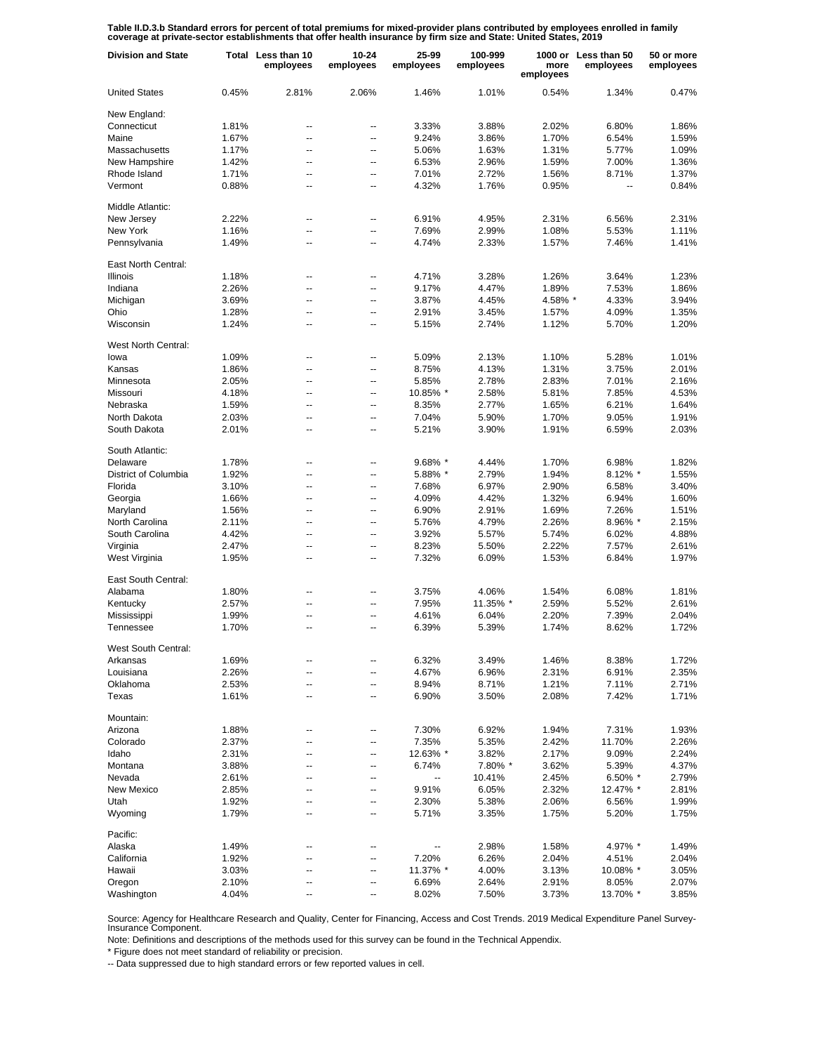**Table II.D.3.b Standard errors for percent of total premiums for mixed-provider plans contributed by employees enrolled in family coverage at private-sector establishments that offer health insurance by firm size and State: United States, 2019**

| Division and State | Total | Less than 10 employees | 10-24 employees | 25-99 employees | 100-999 employees | 1000 or more employees | Less than 50 employees | 50 or more employees |
|---|---|---|---|---|---|---|---|---|
| United States | 0.45% | 2.81% | 2.06% | 1.46% | 1.01% | 0.54% | 1.34% | 0.47% |
| New England: | | | | | | | | |
| Connecticut | 1.81% | -- | -- | 3.33% | 3.88% | 2.02% | 6.80% | 1.86% |
| Maine | 1.67% | -- | -- | 9.24% | 3.86% | 1.70% | 6.54% | 1.59% |
| Massachusetts | 1.17% | -- | -- | 5.06% | 1.63% | 1.31% | 5.77% | 1.09% |
| New Hampshire | 1.42% | -- | -- | 6.53% | 2.96% | 1.59% | 7.00% | 1.36% |
| Rhode Island | 1.71% | -- | -- | 7.01% | 2.72% | 1.56% | 8.71% | 1.37% |
| Vermont | 0.88% | -- | -- | 4.32% | 1.76% | 0.95% | -- | 0.84% |
| Middle Atlantic: | | | | | | | | |
| New Jersey | 2.22% | -- | -- | 6.91% | 4.95% | 2.31% | 6.56% | 2.31% |
| New York | 1.16% | -- | -- | 7.69% | 2.99% | 1.08% | 5.53% | 1.11% |
| Pennsylvania | 1.49% | -- | -- | 4.74% | 2.33% | 1.57% | 7.46% | 1.41% |
| East North Central: | | | | | | | | |
| Illinois | 1.18% | -- | -- | 4.71% | 3.28% | 1.26% | 3.64% | 1.23% |
| Indiana | 2.26% | -- | -- | 9.17% | 4.47% | 1.89% | 7.53% | 1.86% |
| Michigan | 3.69% | -- | -- | 3.87% | 4.45% | 4.58% * | 4.33% | 3.94% |
| Ohio | 1.28% | -- | -- | 2.91% | 3.45% | 1.57% | 4.09% | 1.35% |
| Wisconsin | 1.24% | -- | -- | 5.15% | 2.74% | 1.12% | 5.70% | 1.20% |
| West North Central: | | | | | | | | |
| Iowa | 1.09% | -- | -- | 5.09% | 2.13% | 1.10% | 5.28% | 1.01% |
| Kansas | 1.86% | -- | -- | 8.75% | 4.13% | 1.31% | 3.75% | 2.01% |
| Minnesota | 2.05% | -- | -- | 5.85% | 2.78% | 2.83% | 7.01% | 2.16% |
| Missouri | 4.18% | -- | -- | 10.85% * | 2.58% | 5.81% | 7.85% | 4.53% |
| Nebraska | 1.59% | -- | -- | 8.35% | 2.77% | 1.65% | 6.21% | 1.64% |
| North Dakota | 2.03% | -- | -- | 7.04% | 5.90% | 1.70% | 9.05% | 1.91% |
| South Dakota | 2.01% | -- | -- | 5.21% | 3.90% | 1.91% | 6.59% | 2.03% |
| South Atlantic: | | | | | | | | |
| Delaware | 1.78% | -- | -- | 9.68% * | 4.44% | 1.70% | 6.98% | 1.82% |
| District of Columbia | 1.92% | -- | -- | 5.88% * | 2.79% | 1.94% | 8.12% * | 1.55% |
| Florida | 3.10% | -- | -- | 7.68% | 6.97% | 2.90% | 6.58% | 3.40% |
| Georgia | 1.66% | -- | -- | 4.09% | 4.42% | 1.32% | 6.94% | 1.60% |
| Maryland | 1.56% | -- | -- | 6.90% | 2.91% | 1.69% | 7.26% | 1.51% |
| North Carolina | 2.11% | -- | -- | 5.76% | 4.79% | 2.26% | 8.96% * | 2.15% |
| South Carolina | 4.42% | -- | -- | 3.92% | 5.57% | 5.74% | 6.02% | 4.88% |
| Virginia | 2.47% | -- | -- | 8.23% | 5.50% | 2.22% | 7.57% | 2.61% |
| West Virginia | 1.95% | -- | -- | 7.32% | 6.09% | 1.53% | 6.84% | 1.97% |
| East South Central: | | | | | | | | |
| Alabama | 1.80% | -- | -- | 3.75% | 4.06% | 1.54% | 6.08% | 1.81% |
| Kentucky | 2.57% | -- | -- | 7.95% | 11.35% * | 2.59% | 5.52% | 2.61% |
| Mississippi | 1.99% | -- | -- | 4.61% | 6.04% | 2.20% | 7.39% | 2.04% |
| Tennessee | 1.70% | -- | -- | 6.39% | 5.39% | 1.74% | 8.62% | 1.72% |
| West South Central: | | | | | | | | |
| Arkansas | 1.69% | -- | -- | 6.32% | 3.49% | 1.46% | 8.38% | 1.72% |
| Louisiana | 2.26% | -- | -- | 4.67% | 6.96% | 2.31% | 6.91% | 2.35% |
| Oklahoma | 2.53% | -- | -- | 8.94% | 8.71% | 1.21% | 7.11% | 2.71% |
| Texas | 1.61% | -- | -- | 6.90% | 3.50% | 2.08% | 7.42% | 1.71% |
| Mountain: | | | | | | | | |
| Arizona | 1.88% | -- | -- | 7.30% | 6.92% | 1.94% | 7.31% | 1.93% |
| Colorado | 2.37% | -- | -- | 7.35% | 5.35% | 2.42% | 11.70% | 2.26% |
| Idaho | 2.31% | -- | -- | 12.63% * | 3.82% | 2.17% | 9.09% | 2.24% |
| Montana | 3.88% | -- | -- | 6.74% | 7.80% * | 3.62% | 5.39% | 4.37% |
| Nevada | 2.61% | -- | -- | -- | 10.41% | 2.45% | 6.50% * | 2.79% |
| New Mexico | 2.85% | -- | -- | 9.91% | 6.05% | 2.32% | 12.47% * | 2.81% |
| Utah | 1.92% | -- | -- | 2.30% | 5.38% | 2.06% | 6.56% | 1.99% |
| Wyoming | 1.79% | -- | -- | 5.71% | 3.35% | 1.75% | 5.20% | 1.75% |
| Pacific: | | | | | | | | |
| Alaska | 1.49% | -- | -- | -- | 2.98% | 1.58% | 4.97% * | 1.49% |
| California | 1.92% | -- | -- | 7.20% | 6.26% | 2.04% | 4.51% | 2.04% |
| Hawaii | 3.03% | -- | -- | 11.37% * | 4.00% | 3.13% | 10.08% * | 3.05% |
| Oregon | 2.10% | -- | -- | 6.69% | 2.64% | 2.91% | 8.05% | 2.07% |
| Washington | 4.04% | -- | -- | 8.02% | 7.50% | 3.73% | 13.70% * | 3.85% |

Source: Agency for Healthcare Research and Quality, Center for Financing, Access and Cost Trends. 2019 Medical Expenditure Panel Survey-Insurance Component.

Note: Definitions and descriptions of the methods used for this survey can be found in the Technical Appendix.

* Figure does not meet standard of reliability or precision.

-- Data suppressed due to high standard errors or few reported values in cell.